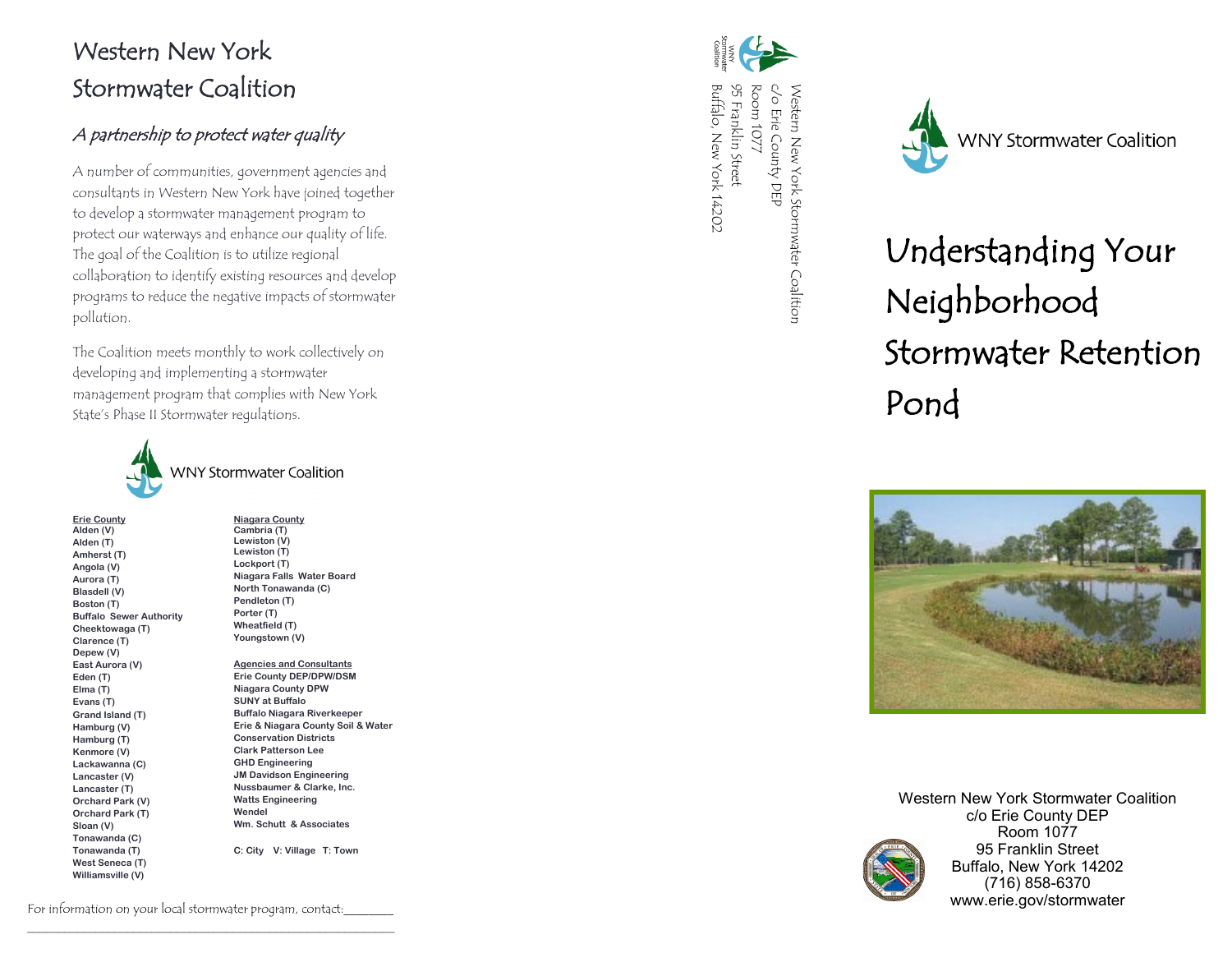# Western New York Stormwater Coalition

## *A partnership to protect water quality*

A number of communities, government agencies and consultants in Western New York have joined together to develop a stormwater management program to protect our waterways and enhance our quality of life. The goal of the Coalition is to utilize regional collaboration to identify existing resources and develop programs to reduce the negative impacts of stormwater pollution.

The Coalition meets monthly to work collectively on developing and implementing a stormwater management program that complies with New York State's Phase II Stormwater regulations.

WNY Stormwater Coalition

**Erie County**
- Alden (V)
- Alden (T)
- Amherst (T)
- Angola (V)
- Aurora (T)
- Blasdell (V)
- Boston (T)
- Buffalo Sewer Authority
- Cheektowaga (T)
- Clarence (T)
- Depew (V)
- East Aurora (V)
- Eden (T)
- Elma (T)
- Evans (T)
- Grand Island (T)
- Hamburg (V)
- Hamburg (T)
- Kenmore (V)
- Lackawanna (C)
- Lancaster (V)
- Lancaster (T)
- Orchard Park (V)
- Orchard Park (T)
- Sloan (V)
- Tonawanda (C)
- Tonawanda (T)
- West Seneca (T)
- Williamsville (V)

**Niagara County**
- Cambria (T)
- Lewiston (V)
- Lewiston (T)
- Lockport (T)
- Niagara Falls Water Board
- North Tonawanda (C)
- Pendleton (T)
- Porter (T)
- Wheatfield (T)
- Youngstown (V)

**Agencies and Consultants**
- Erie County DEP/DPW/DSM
- Niagara County DPW
- SUNY at Buffalo
- Buffalo Niagara Riverkeeper
- Erie & Niagara County Soil & Water Conservation Districts
- Clark Patterson Lee
- GHD Engineering
- JM Davidson Engineering
- Nussbaumer & Clarke, Inc.
- Watts Engineering
- Wendel
- Wm. Schutt & Associates

C: City V: Village T: Town

For information on your local stormwater program, contact:_______

_______________________________________________

WNY Stormwater Coalition

Western New York Stormwater Coalition
c/o Erie County DEP
Room 1077
95 Franklin Street
Buffalo, New York 14202

WNY Stormwater Coalition

# Understanding Your Neighborhood Stormwater Retention Pond

Western New York Stormwater Coalition
c/o Erie County DEP
Room 1077
95 Franklin Street
Buffalo, New York 14202
(716) 858-6370
www.erie.gov/stormwater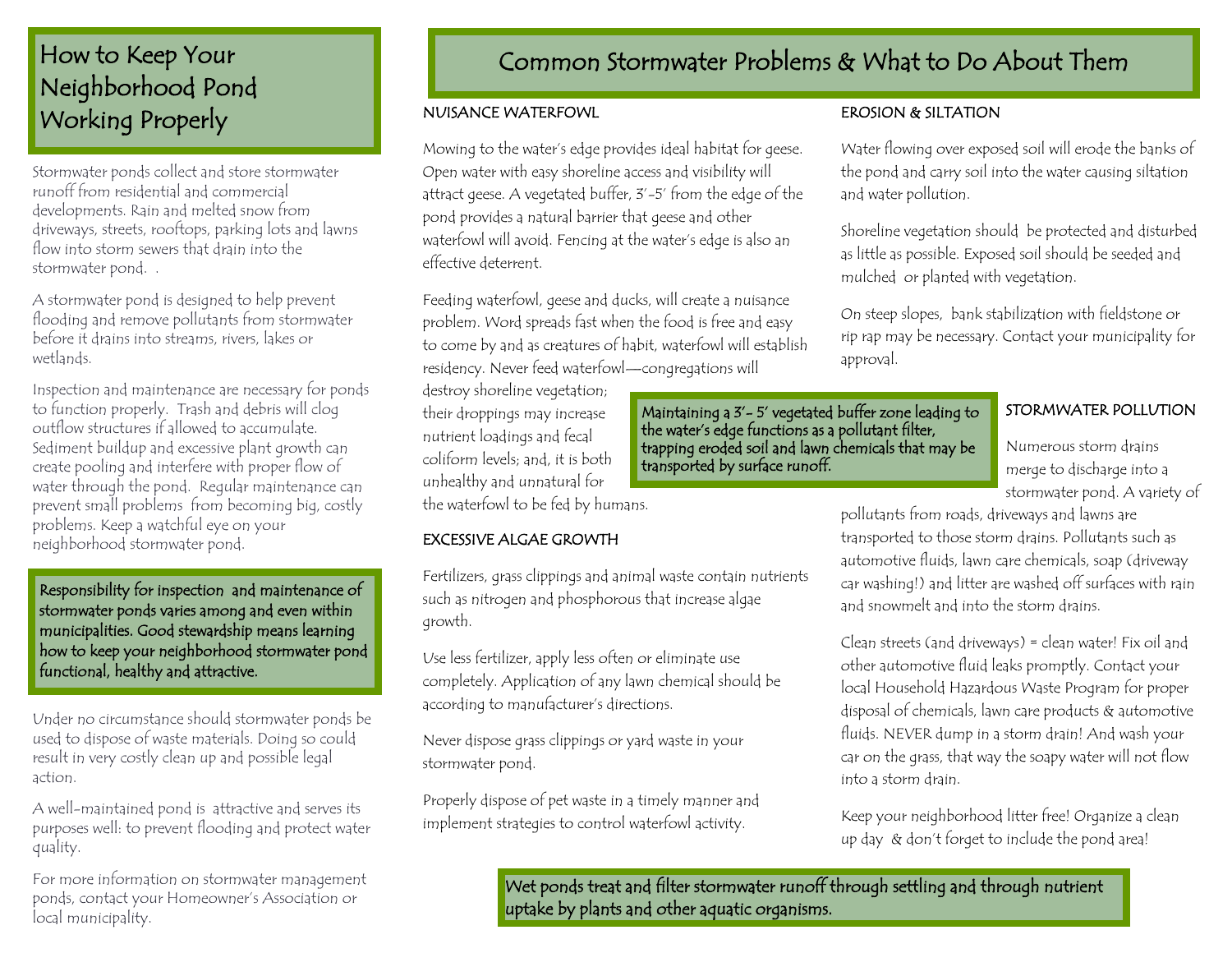## How to Keep Your Neighborhood Pond Working Properly

Stormwater ponds collect and store stormwater runoff from residential and commercial developments. Rain and melted snow from driveways, streets, rooftops, parking lots and lawns flow into storm sewers that drain into the stormwater pond. .

A stormwater pond is designed to help prevent flooding and remove pollutants from stormwater before it drains into streams, rivers, lakes or wetlands.

Inspection and maintenance are necessary for ponds to function properly. Trash and debris will clog outflow structures if allowed to accumulate. Sediment buildup and excessive plant growth can create pooling and interfere with proper flow of water through the pond. Regular maintenance can prevent small problems from becoming big, costly problems. Keep a watchful eye on your neighborhood stormwater pond.

**Responsibility for inspection and maintenance of stormwater ponds varies among and even within municipalities. Good stewardship means learning how to keep your neighborhood stormwater pond functional, healthy and attractive.**

Under no circumstance should stormwater ponds be used to dispose of waste materials. Doing so could result in very costly clean up and possible legal action.

A well-maintained pond is attractive and serves its purposes well: to prevent flooding and protect water quality.

For more information on stormwater management ponds, contact your Homeowner's Association or local municipality.

## Common Stormwater Problems & What to Do About Them

### NUISANCE WATERFOWL

Mowing to the water's edge provides ideal habitat for geese. Open water with easy shoreline access and visibility will attract geese. A vegetated buffer, 3'-5' from the edge of the pond provides a natural barrier that geese and other waterfowl will avoid. Fencing at the water's edge is also an effective deterrent.

Feeding waterfowl, geese and ducks, will create a nuisance problem. Word spreads fast when the food is free and easy to come by and as creatures of habit, waterfowl will establish residency. Never feed waterfowl—congregations will destroy shoreline vegetation; their droppings may increase nutrient loadings and fecal coliform levels; and, it is both unhealthy and unnatural for the waterfowl to be fed by humans.

**Maintaining a 3'- 5' vegetated buffer zone leading to the water's edge functions as a pollutant filter, trapping eroded soil and lawn chemicals that may be transported by surface runoff.**

### EXCESSIVE ALGAE GROWTH

Fertilizers, grass clippings and animal waste contain nutrients such as nitrogen and phosphorous that increase algae growth.

Use less fertilizer, apply less often or eliminate use completely. Application of any lawn chemical should be according to manufacturer's directions.

Never dispose grass clippings or yard waste in your stormwater pond.

Properly dispose of pet waste in a timely manner and implement strategies to control waterfowl activity.

### EROSION & SILTATION

Water flowing over exposed soil will erode the banks of the pond and carry soil into the water causing siltation and water pollution.

Shoreline vegetation should be protected and disturbed as little as possible. Exposed soil should be seeded and mulched or planted with vegetation.

On steep slopes, bank stabilization with fieldstone or rip rap may be necessary. Contact your municipality for approval.

### STORMWATER POLLUTION

Numerous storm drains merge to discharge into a stormwater pond. A variety of pollutants from roads, driveways and lawns are transported to those storm drains. Pollutants such as automotive fluids, lawn care chemicals, soap (driveway car washing!) and litter are washed off surfaces with rain and snowmelt and into the storm drains.

Clean streets (and driveways) = clean water! Fix oil and other automotive fluid leaks promptly. Contact your local Household Hazardous Waste Program for proper disposal of chemicals, lawn care products & automotive fluids. NEVER dump in a storm drain! And wash your car on the grass, that way the soapy water will not flow into a storm drain.

Keep your neighborhood litter free! Organize a clean up day & don't forget to include the pond area!

**Wet ponds treat and filter stormwater runoff through settling and through nutrient uptake by plants and other aquatic organisms.**